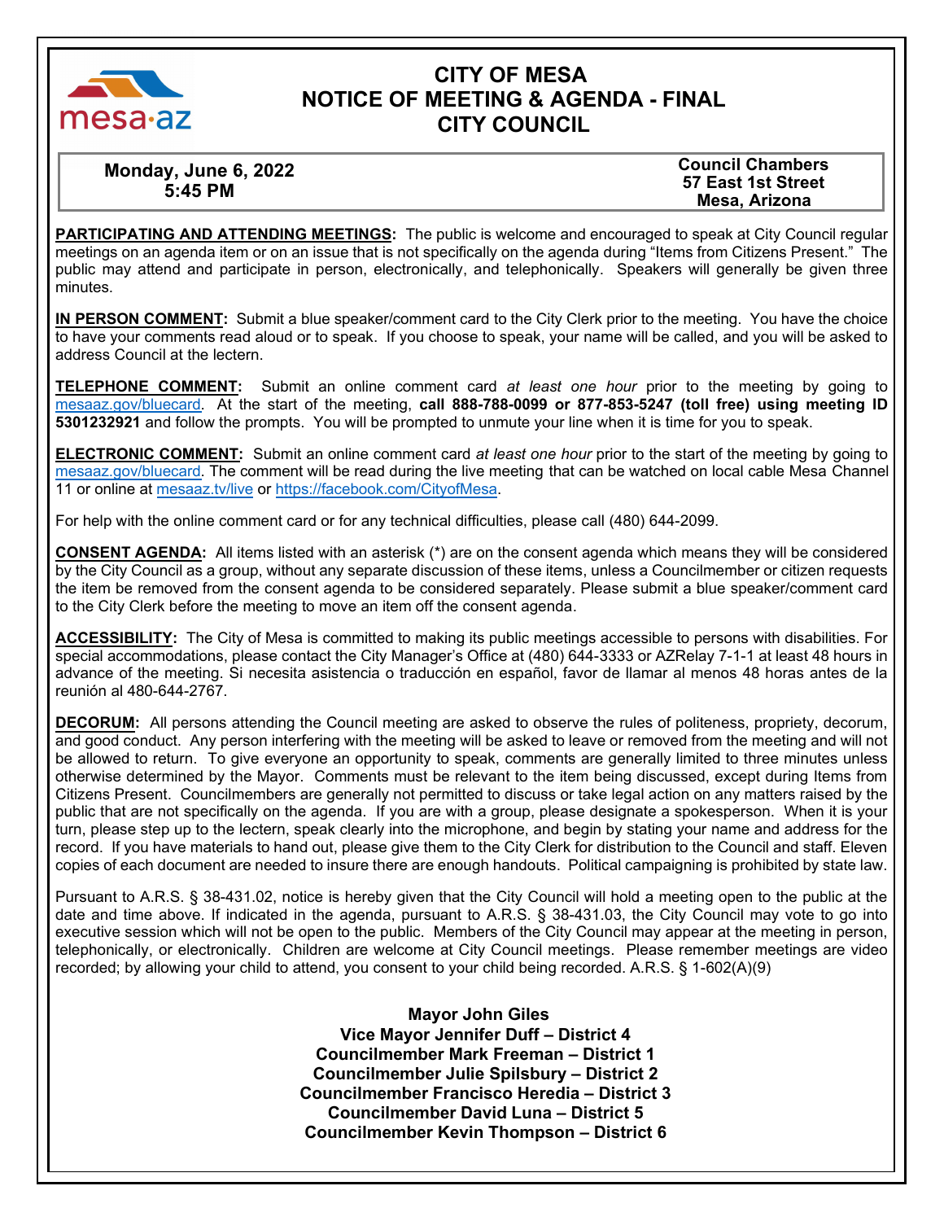# CITY OF MESA
# NOTICE OF MEETING & AGENDA - FINAL
# CITY COUNCIL

**Monday, June 6, 2022**
**5:45 PM**

**Council Chambers**
**57 East 1st Street**
**Mesa, Arizona**

**PARTICIPATING AND ATTENDING MEETINGS:** The public is welcome and encouraged to speak at City Council regular meetings on an agenda item or on an issue that is not specifically on the agenda during "Items from Citizens Present." The public may attend and participate in person, electronically, and telephonically. Speakers will generally be given three minutes.

**IN PERSON COMMENT:** Submit a blue speaker/comment card to the City Clerk prior to the meeting. You have the choice to have your comments read aloud or to speak. If you choose to speak, your name will be called, and you will be asked to address Council at the lectern.

**TELEPHONE COMMENT:** Submit an online comment card *at least one hour* prior to the meeting by going to mesaaz.gov/bluecard. At the start of the meeting, **call 888-788-0099 or 877-853-5247 (toll free) using meeting ID 5301232921** and follow the prompts. You will be prompted to unmute your line when it is time for you to speak.

**ELECTRONIC COMMENT:** Submit an online comment card *at least one hour* prior to the start of the meeting by going to mesaaz.gov/bluecard. The comment will be read during the live meeting that can be watched on local cable Mesa Channel 11 or online at mesaaz.tv/live or https://facebook.com/CityofMesa.

For help with the online comment card or for any technical difficulties, please call (480) 644-2099.

**CONSENT AGENDA:** All items listed with an asterisk (*) are on the consent agenda which means they will be considered by the City Council as a group, without any separate discussion of these items, unless a Councilmember or citizen requests the item be removed from the consent agenda to be considered separately. Please submit a blue speaker/comment card to the City Clerk before the meeting to move an item off the consent agenda.

**ACCESSIBILITY:** The City of Mesa is committed to making its public meetings accessible to persons with disabilities. For special accommodations, please contact the City Manager's Office at (480) 644-3333 or AZRelay 7-1-1 at least 48 hours in advance of the meeting. Si necesita asistencia o traducción en español, favor de llamar al menos 48 horas antes de la reunión al 480-644-2767.

**DECORUM:** All persons attending the Council meeting are asked to observe the rules of politeness, propriety, decorum, and good conduct. Any person interfering with the meeting will be asked to leave or removed from the meeting and will not be allowed to return. To give everyone an opportunity to speak, comments are generally limited to three minutes unless otherwise determined by the Mayor. Comments must be relevant to the item being discussed, except during Items from Citizens Present. Councilmembers are generally not permitted to discuss or take legal action on any matters raised by the public that are not specifically on the agenda. If you are with a group, please designate a spokesperson. When it is your turn, please step up to the lectern, speak clearly into the microphone, and begin by stating your name and address for the record. If you have materials to hand out, please give them to the City Clerk for distribution to the Council and staff. Eleven copies of each document are needed to insure there are enough handouts. Political campaigning is prohibited by state law.

Pursuant to A.R.S. § 38-431.02, notice is hereby given that the City Council will hold a meeting open to the public at the date and time above. If indicated in the agenda, pursuant to A.R.S. § 38-431.03, the City Council may vote to go into executive session which will not be open to the public. Members of the City Council may appear at the meeting in person, telephonically, or electronically. Children are welcome at City Council meetings. Please remember meetings are video recorded; by allowing your child to attend, you consent to your child being recorded. A.R.S. § 1-602(A)(9)

**Mayor John Giles**
**Vice Mayor Jennifer Duff – District 4**
**Councilmember Mark Freeman – District 1**
**Councilmember Julie Spilsbury – District 2**
**Councilmember Francisco Heredia – District 3**
**Councilmember David Luna – District 5**
**Councilmember Kevin Thompson – District 6**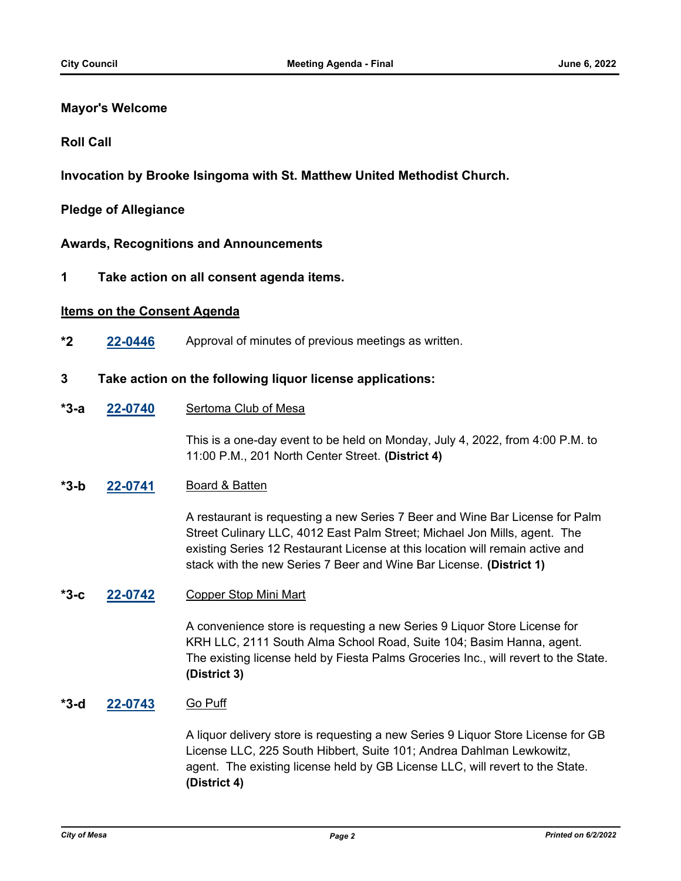**Mayor's Welcome**

**Roll Call**

**Invocation by Brooke Isingoma with St. Matthew United Methodist Church.**

**Pledge of Allegiance**

**Awards, Recognitions and Announcements**

**1 Take action on all consent agenda items.**

**Items on the Consent Agenda**

**\*2** **22-0446** Approval of minutes of previous meetings as written.

**3 Take action on the following liquor license applications:**

**\*3-a** **22-0740** Sertoma Club of Mesa

This is a one-day event to be held on Monday, July 4, 2022, from 4:00 P.M. to 11:00 P.M., 201 North Center Street. **(District 4)**

**\*3-b** **22-0741** Board & Batten

A restaurant is requesting a new Series 7 Beer and Wine Bar License for Palm Street Culinary LLC, 4012 East Palm Street; Michael Jon Mills, agent. The existing Series 12 Restaurant License at this location will remain active and stack with the new Series 7 Beer and Wine Bar License. **(District 1)**

**\*3-c** **22-0742** Copper Stop Mini Mart

A convenience store is requesting a new Series 9 Liquor Store License for KRH LLC, 2111 South Alma School Road, Suite 104; Basim Hanna, agent. The existing license held by Fiesta Palms Groceries Inc., will revert to the State. **(District 3)**

**\*3-d** **22-0743** Go Puff

A liquor delivery store is requesting a new Series 9 Liquor Store License for GB License LLC, 225 South Hibbert, Suite 101; Andrea Dahlman Lewkowitz, agent. The existing license held by GB License LLC, will revert to the State. **(District 4)**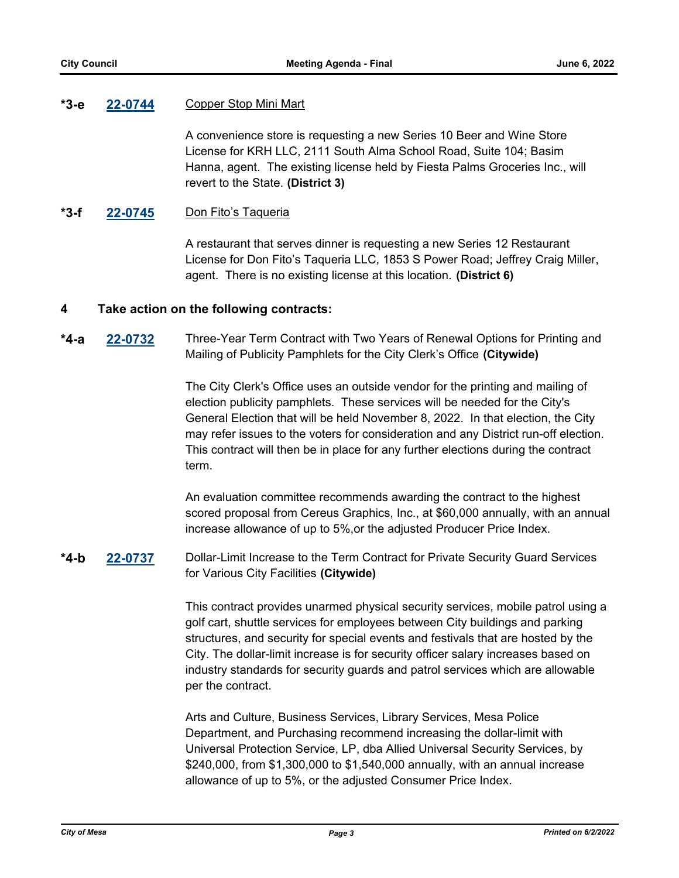**\*3-e** **22-0744** Copper Stop Mini Mart

A convenience store is requesting a new Series 10 Beer and Wine Store License for KRH LLC, 2111 South Alma School Road, Suite 104; Basim Hanna, agent. The existing license held by Fiesta Palms Groceries Inc., will revert to the State. **(District 3)**

**\*3-f** **22-0745** Don Fito's Taqueria

A restaurant that serves dinner is requesting a new Series 12 Restaurant License for Don Fito's Taqueria LLC, 1853 S Power Road; Jeffrey Craig Miller, agent. There is no existing license at this location. **(District 6)**

## 4 Take action on the following contracts:

**\*4-a** **22-0732** Three-Year Term Contract with Two Years of Renewal Options for Printing and Mailing of Publicity Pamphlets for the City Clerk's Office **(Citywide)**

The City Clerk's Office uses an outside vendor for the printing and mailing of election publicity pamphlets. These services will be needed for the City's General Election that will be held November 8, 2022. In that election, the City may refer issues to the voters for consideration and any District run-off election. This contract will then be in place for any further elections during the contract term.

An evaluation committee recommends awarding the contract to the highest scored proposal from Cereus Graphics, Inc., at $60,000 annually, with an annual increase allowance of up to 5%,or the adjusted Producer Price Index.

**\*4-b** **22-0737** Dollar-Limit Increase to the Term Contract for Private Security Guard Services for Various City Facilities **(Citywide)**

This contract provides unarmed physical security services, mobile patrol using a golf cart, shuttle services for employees between City buildings and parking structures, and security for special events and festivals that are hosted by the City. The dollar-limit increase is for security officer salary increases based on industry standards for security guards and patrol services which are allowable per the contract.

Arts and Culture, Business Services, Library Services, Mesa Police Department, and Purchasing recommend increasing the dollar-limit with Universal Protection Service, LP, dba Allied Universal Security Services, by $240,000, from $1,300,000 to $1,540,000 annually, with an annual increase allowance of up to 5%, or the adjusted Consumer Price Index.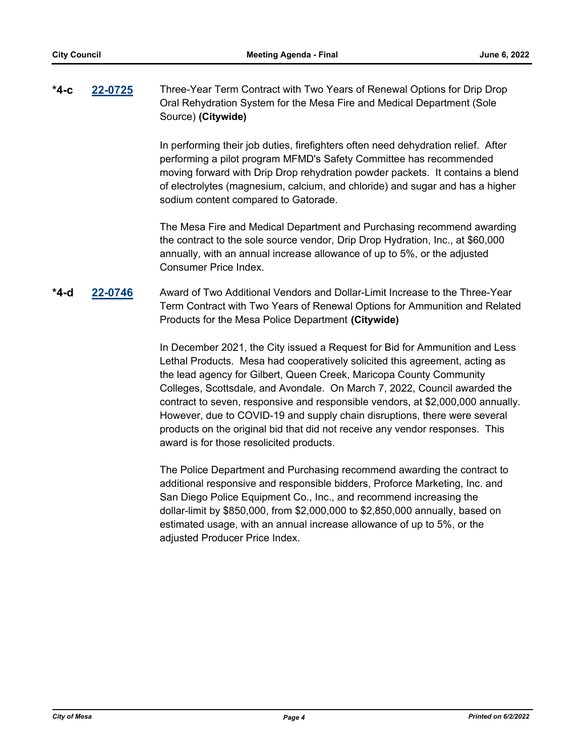**\*4-c** **22-0725** Three-Year Term Contract with Two Years of Renewal Options for Drip Drop Oral Rehydration System for the Mesa Fire and Medical Department (Sole Source) **(Citywide)**

In performing their job duties, firefighters often need dehydration relief. After performing a pilot program MFMD's Safety Committee has recommended moving forward with Drip Drop rehydration powder packets. It contains a blend of electrolytes (magnesium, calcium, and chloride) and sugar and has a higher sodium content compared to Gatorade.

The Mesa Fire and Medical Department and Purchasing recommend awarding the contract to the sole source vendor, Drip Drop Hydration, Inc., at $60,000 annually, with an annual increase allowance of up to 5%, or the adjusted Consumer Price Index.

**\*4-d** **22-0746** Award of Two Additional Vendors and Dollar-Limit Increase to the Three-Year Term Contract with Two Years of Renewal Options for Ammunition and Related Products for the Mesa Police Department **(Citywide)**

In December 2021, the City issued a Request for Bid for Ammunition and Less Lethal Products. Mesa had cooperatively solicited this agreement, acting as the lead agency for Gilbert, Queen Creek, Maricopa County Community Colleges, Scottsdale, and Avondale. On March 7, 2022, Council awarded the contract to seven, responsive and responsible vendors, at $2,000,000 annually. However, due to COVID-19 and supply chain disruptions, there were several products on the original bid that did not receive any vendor responses. This award is for those resolicited products.

The Police Department and Purchasing recommend awarding the contract to additional responsive and responsible bidders, Proforce Marketing, Inc. and San Diego Police Equipment Co., Inc., and recommend increasing the dollar-limit by $850,000, from $2,000,000 to $2,850,000 annually, based on estimated usage, with an annual increase allowance of up to 5%, or the adjusted Producer Price Index.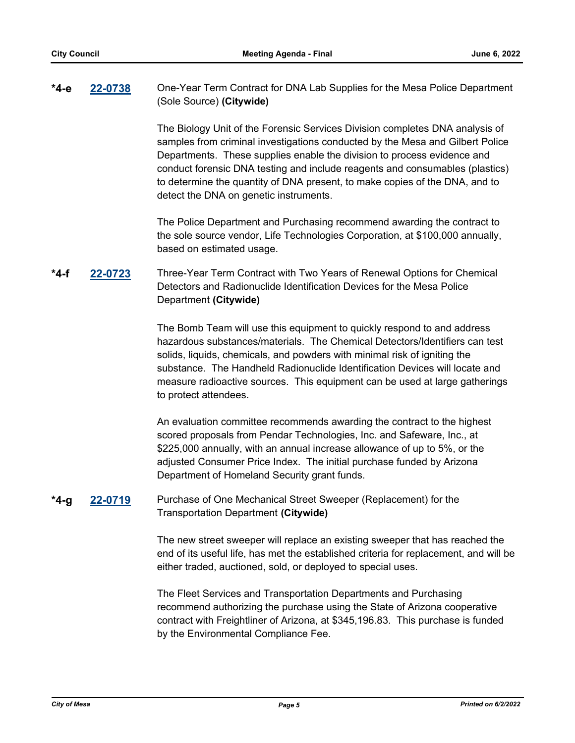**\*4-e** **22-0738** One-Year Term Contract for DNA Lab Supplies for the Mesa Police Department (Sole Source) **(Citywide)**

The Biology Unit of the Forensic Services Division completes DNA analysis of samples from criminal investigations conducted by the Mesa and Gilbert Police Departments. These supplies enable the division to process evidence and conduct forensic DNA testing and include reagents and consumables (plastics) to determine the quantity of DNA present, to make copies of the DNA, and to detect the DNA on genetic instruments.

The Police Department and Purchasing recommend awarding the contract to the sole source vendor, Life Technologies Corporation, at $100,000 annually, based on estimated usage.

**\*4-f** **22-0723** Three-Year Term Contract with Two Years of Renewal Options for Chemical Detectors and Radionuclide Identification Devices for the Mesa Police Department **(Citywide)**

The Bomb Team will use this equipment to quickly respond to and address hazardous substances/materials. The Chemical Detectors/Identifiers can test solids, liquids, chemicals, and powders with minimal risk of igniting the substance. The Handheld Radionuclide Identification Devices will locate and measure radioactive sources. This equipment can be used at large gatherings to protect attendees.

An evaluation committee recommends awarding the contract to the highest scored proposals from Pendar Technologies, Inc. and Safeware, Inc., at $225,000 annually, with an annual increase allowance of up to 5%, or the adjusted Consumer Price Index. The initial purchase funded by Arizona Department of Homeland Security grant funds.

**\*4-g** **22-0719** Purchase of One Mechanical Street Sweeper (Replacement) for the Transportation Department **(Citywide)**

The new street sweeper will replace an existing sweeper that has reached the end of its useful life, has met the established criteria for replacement, and will be either traded, auctioned, sold, or deployed to special uses.

The Fleet Services and Transportation Departments and Purchasing recommend authorizing the purchase using the State of Arizona cooperative contract with Freightliner of Arizona, at $345,196.83. This purchase is funded by the Environmental Compliance Fee.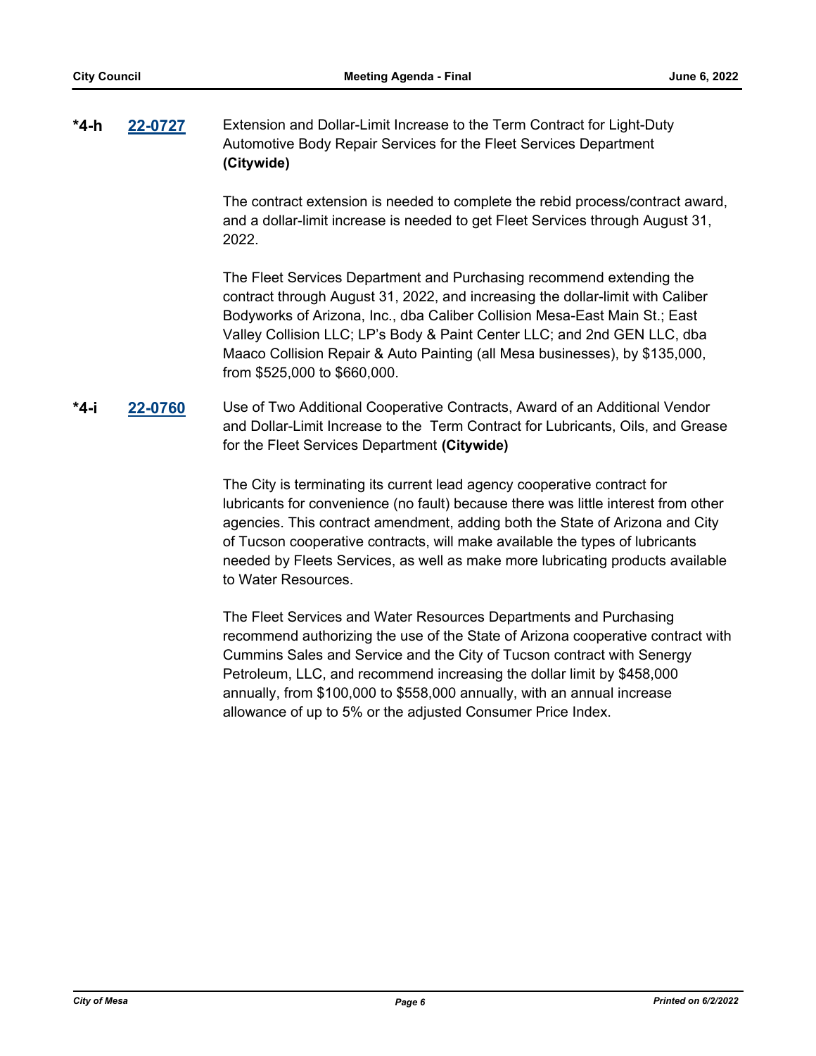**\*4-h** **22-0727** Extension and Dollar-Limit Increase to the Term Contract for Light-Duty Automotive Body Repair Services for the Fleet Services Department **(Citywide)**

The contract extension is needed to complete the rebid process/contract award, and a dollar-limit increase is needed to get Fleet Services through August 31, 2022.

The Fleet Services Department and Purchasing recommend extending the contract through August 31, 2022, and increasing the dollar-limit with Caliber Bodyworks of Arizona, Inc., dba Caliber Collision Mesa-East Main St.; East Valley Collision LLC; LP's Body & Paint Center LLC; and 2nd GEN LLC, dba Maaco Collision Repair & Auto Painting (all Mesa businesses), by $135,000, from $525,000 to $660,000.

**\*4-i** **22-0760** Use of Two Additional Cooperative Contracts, Award of an Additional Vendor and Dollar-Limit Increase to the Term Contract for Lubricants, Oils, and Grease for the Fleet Services Department **(Citywide)**

The City is terminating its current lead agency cooperative contract for lubricants for convenience (no fault) because there was little interest from other agencies. This contract amendment, adding both the State of Arizona and City of Tucson cooperative contracts, will make available the types of lubricants needed by Fleets Services, as well as make more lubricating products available to Water Resources.

The Fleet Services and Water Resources Departments and Purchasing recommend authorizing the use of the State of Arizona cooperative contract with Cummins Sales and Service and the City of Tucson contract with Senergy Petroleum, LLC, and recommend increasing the dollar limit by $458,000 annually, from $100,000 to $558,000 annually, with an annual increase allowance of up to 5% or the adjusted Consumer Price Index.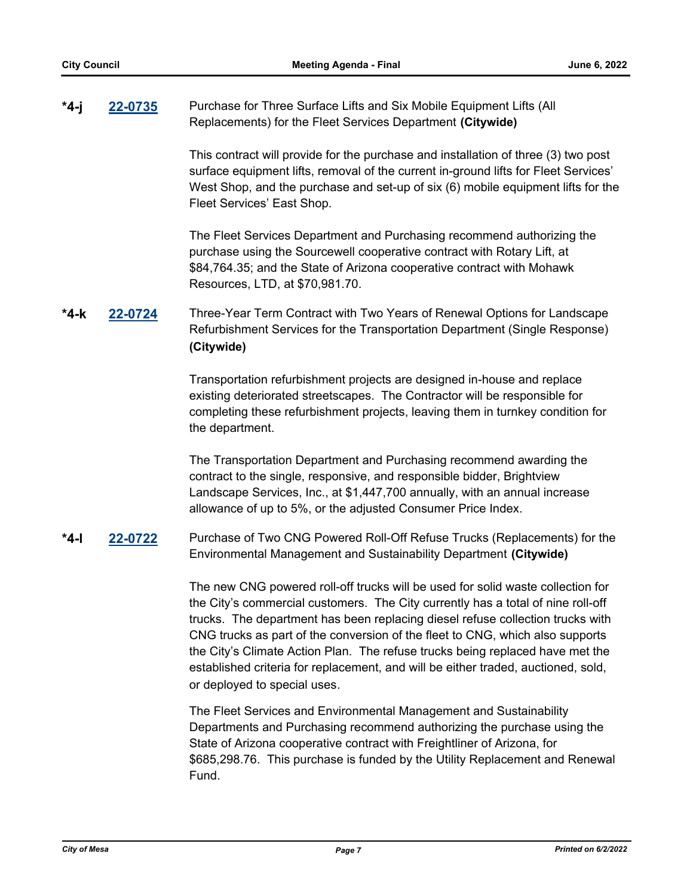**\*4-j** **22-0735** Purchase for Three Surface Lifts and Six Mobile Equipment Lifts (All Replacements) for the Fleet Services Department **(Citywide)**

This contract will provide for the purchase and installation of three (3) two post surface equipment lifts, removal of the current in-ground lifts for Fleet Services' West Shop, and the purchase and set-up of six (6) mobile equipment lifts for the Fleet Services' East Shop.

The Fleet Services Department and Purchasing recommend authorizing the purchase using the Sourcewell cooperative contract with Rotary Lift, at $84,764.35; and the State of Arizona cooperative contract with Mohawk Resources, LTD, at $70,981.70.

**\*4-k** **22-0724** Three-Year Term Contract with Two Years of Renewal Options for Landscape Refurbishment Services for the Transportation Department (Single Response) **(Citywide)**

Transportation refurbishment projects are designed in-house and replace existing deteriorated streetscapes. The Contractor will be responsible for completing these refurbishment projects, leaving them in turnkey condition for the department.

The Transportation Department and Purchasing recommend awarding the contract to the single, responsive, and responsible bidder, Brightview Landscape Services, Inc., at $1,447,700 annually, with an annual increase allowance of up to 5%, or the adjusted Consumer Price Index.

**\*4-l** **22-0722** Purchase of Two CNG Powered Roll-Off Refuse Trucks (Replacements) for the Environmental Management and Sustainability Department **(Citywide)**

The new CNG powered roll-off trucks will be used for solid waste collection for the City's commercial customers. The City currently has a total of nine roll-off trucks. The department has been replacing diesel refuse collection trucks with CNG trucks as part of the conversion of the fleet to CNG, which also supports the City's Climate Action Plan. The refuse trucks being replaced have met the established criteria for replacement, and will be either traded, auctioned, sold, or deployed to special uses.

The Fleet Services and Environmental Management and Sustainability Departments and Purchasing recommend authorizing the purchase using the State of Arizona cooperative contract with Freightliner of Arizona, for $685,298.76. This purchase is funded by the Utility Replacement and Renewal Fund.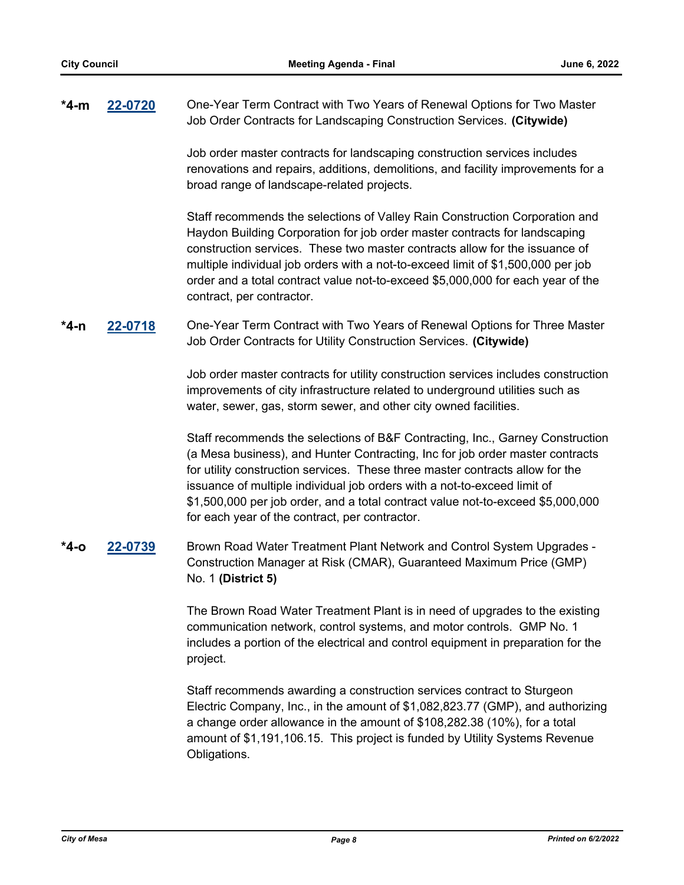**\*4-m** **22-0720** One-Year Term Contract with Two Years of Renewal Options for Two Master Job Order Contracts for Landscaping Construction Services. **(Citywide)**

Job order master contracts for landscaping construction services includes renovations and repairs, additions, demolitions, and facility improvements for a broad range of landscape-related projects.

Staff recommends the selections of Valley Rain Construction Corporation and Haydon Building Corporation for job order master contracts for landscaping construction services. These two master contracts allow for the issuance of multiple individual job orders with a not-to-exceed limit of $1,500,000 per job order and a total contract value not-to-exceed $5,000,000 for each year of the contract, per contractor.

**\*4-n** **22-0718** One-Year Term Contract with Two Years of Renewal Options for Three Master Job Order Contracts for Utility Construction Services. **(Citywide)**

Job order master contracts for utility construction services includes construction improvements of city infrastructure related to underground utilities such as water, sewer, gas, storm sewer, and other city owned facilities.

Staff recommends the selections of B&F Contracting, Inc., Garney Construction (a Mesa business), and Hunter Contracting, Inc for job order master contracts for utility construction services. These three master contracts allow for the issuance of multiple individual job orders with a not-to-exceed limit of $1,500,000 per job order, and a total contract value not-to-exceed $5,000,000 for each year of the contract, per contractor.

**\*4-o** **22-0739** Brown Road Water Treatment Plant Network and Control System Upgrades - Construction Manager at Risk (CMAR), Guaranteed Maximum Price (GMP) No. 1 **(District 5)**

The Brown Road Water Treatment Plant is in need of upgrades to the existing communication network, control systems, and motor controls. GMP No. 1 includes a portion of the electrical and control equipment in preparation for the project.

Staff recommends awarding a construction services contract to Sturgeon Electric Company, Inc., in the amount of $1,082,823.77 (GMP), and authorizing a change order allowance in the amount of $108,282.38 (10%), for a total amount of $1,191,106.15. This project is funded by Utility Systems Revenue Obligations.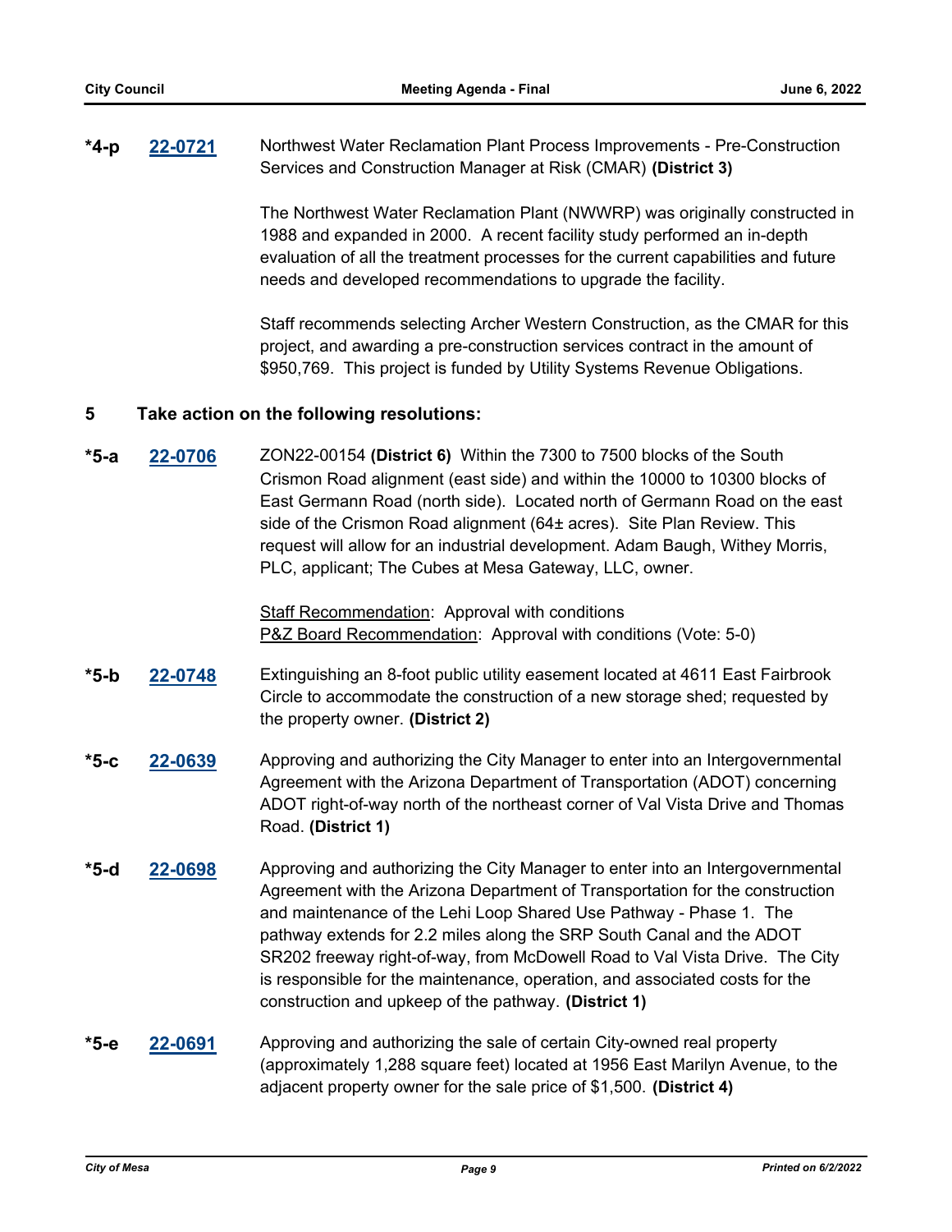**\*4-p** **22-0721** Northwest Water Reclamation Plant Process Improvements - Pre-Construction Services and Construction Manager at Risk (CMAR) **(District 3)**

The Northwest Water Reclamation Plant (NWWRP) was originally constructed in 1988 and expanded in 2000. A recent facility study performed an in-depth evaluation of all the treatment processes for the current capabilities and future needs and developed recommendations to upgrade the facility.

Staff recommends selecting Archer Western Construction, as the CMAR for this project, and awarding a pre-construction services contract in the amount of $950,769. This project is funded by Utility Systems Revenue Obligations.

## 5 Take action on the following resolutions:

**\*5-a** **22-0706** ZON22-00154 **(District 6)** Within the 7300 to 7500 blocks of the South Crismon Road alignment (east side) and within the 10000 to 10300 blocks of East Germann Road (north side). Located north of Germann Road on the east side of the Crismon Road alignment (64± acres). Site Plan Review. This request will allow for an industrial development. Adam Baugh, Withey Morris, PLC, applicant; The Cubes at Mesa Gateway, LLC, owner.

Staff Recommendation: Approval with conditions
P&Z Board Recommendation: Approval with conditions (Vote: 5-0)

**\*5-b** **22-0748** Extinguishing an 8-foot public utility easement located at 4611 East Fairbrook Circle to accommodate the construction of a new storage shed; requested by the property owner. **(District 2)**

**\*5-c** **22-0639** Approving and authorizing the City Manager to enter into an Intergovernmental Agreement with the Arizona Department of Transportation (ADOT) concerning ADOT right-of-way north of the northeast corner of Val Vista Drive and Thomas Road. **(District 1)**

**\*5-d** **22-0698** Approving and authorizing the City Manager to enter into an Intergovernmental Agreement with the Arizona Department of Transportation for the construction and maintenance of the Lehi Loop Shared Use Pathway - Phase 1. The pathway extends for 2.2 miles along the SRP South Canal and the ADOT SR202 freeway right-of-way, from McDowell Road to Val Vista Drive. The City is responsible for the maintenance, operation, and associated costs for the construction and upkeep of the pathway. **(District 1)**

**\*5-e** **22-0691** Approving and authorizing the sale of certain City-owned real property (approximately 1,288 square feet) located at 1956 East Marilyn Avenue, to the adjacent property owner for the sale price of $1,500. **(District 4)**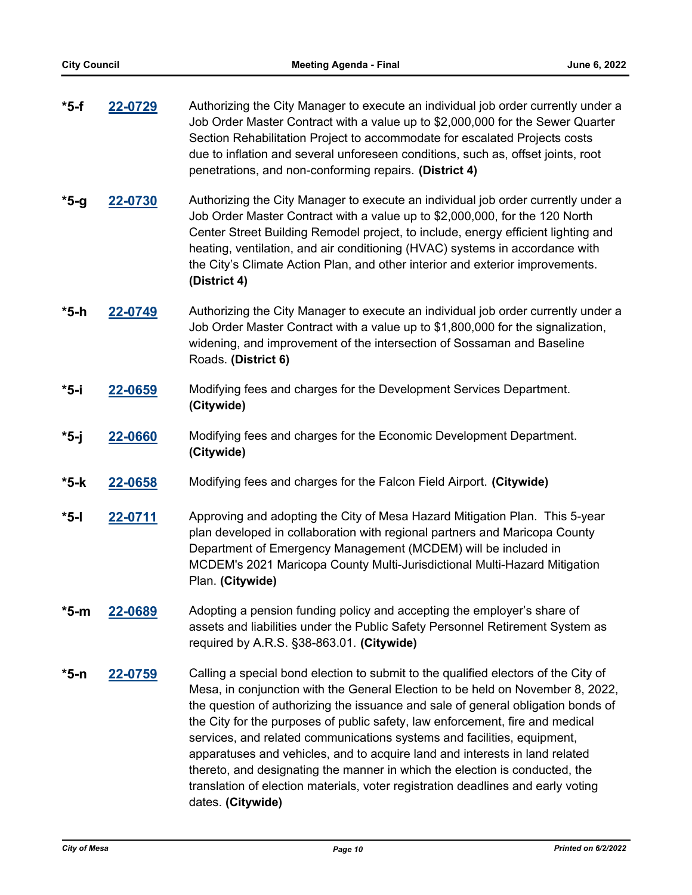**\*5-f** **22-0729** Authorizing the City Manager to execute an individual job order currently under a Job Order Master Contract with a value up to $2,000,000 for the Sewer Quarter Section Rehabilitation Project to accommodate for escalated Projects costs due to inflation and several unforeseen conditions, such as, offset joints, root penetrations, and non-conforming repairs. **(District 4)**

**\*5-g** **22-0730** Authorizing the City Manager to execute an individual job order currently under a Job Order Master Contract with a value up to $2,000,000, for the 120 North Center Street Building Remodel project, to include, energy efficient lighting and heating, ventilation, and air conditioning (HVAC) systems in accordance with the City's Climate Action Plan, and other interior and exterior improvements. **(District 4)**

**\*5-h** **22-0749** Authorizing the City Manager to execute an individual job order currently under a Job Order Master Contract with a value up to $1,800,000 for the signalization, widening, and improvement of the intersection of Sossaman and Baseline Roads. **(District 6)**

**\*5-i** **22-0659** Modifying fees and charges for the Development Services Department. **(Citywide)**

**\*5-j** **22-0660** Modifying fees and charges for the Economic Development Department. **(Citywide)**

**\*5-k** **22-0658** Modifying fees and charges for the Falcon Field Airport. **(Citywide)**

**\*5-l** **22-0711** Approving and adopting the City of Mesa Hazard Mitigation Plan. This 5-year plan developed in collaboration with regional partners and Maricopa County Department of Emergency Management (MCDEM) will be included in MCDEM's 2021 Maricopa County Multi-Jurisdictional Multi-Hazard Mitigation Plan. **(Citywide)**

**\*5-m** **22-0689** Adopting a pension funding policy and accepting the employer's share of assets and liabilities under the Public Safety Personnel Retirement System as required by A.R.S. §38-863.01. **(Citywide)**

**\*5-n** **22-0759** Calling a special bond election to submit to the qualified electors of the City of Mesa, in conjunction with the General Election to be held on November 8, 2022, the question of authorizing the issuance and sale of general obligation bonds of the City for the purposes of public safety, law enforcement, fire and medical services, and related communications systems and facilities, equipment, apparatuses and vehicles, and to acquire land and interests in land related thereto, and designating the manner in which the election is conducted, the translation of election materials, voter registration deadlines and early voting dates. **(Citywide)**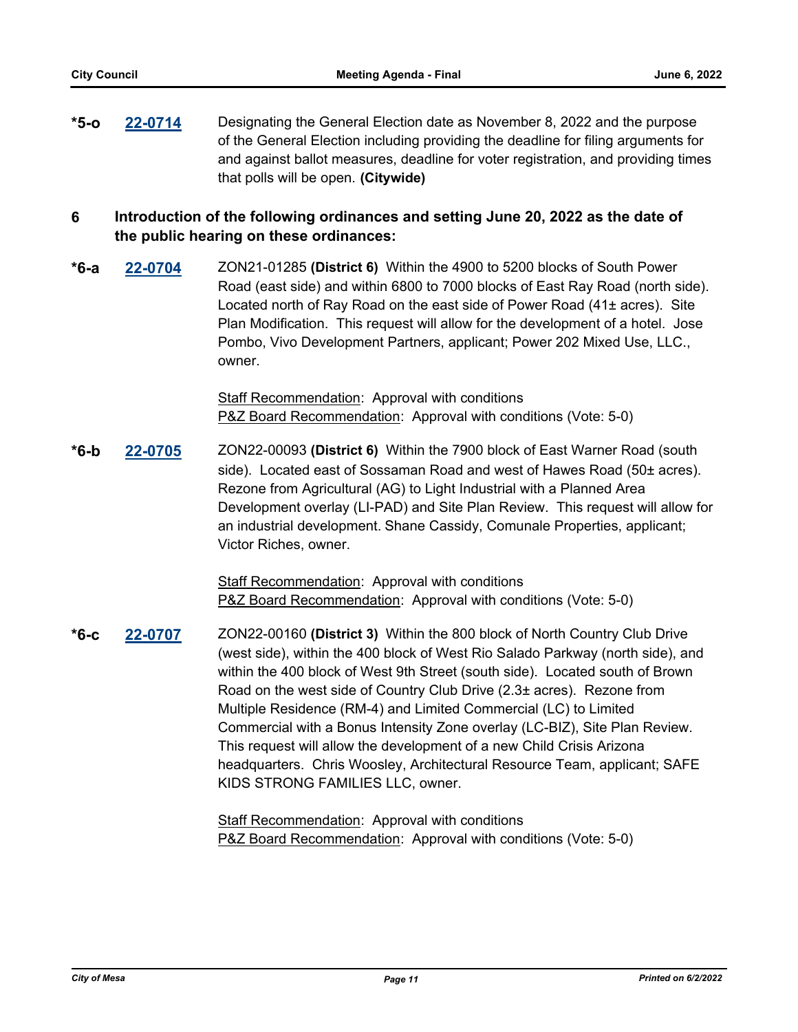**\*5-o** **22-0714** Designating the General Election date as November 8, 2022 and the purpose of the General Election including providing the deadline for filing arguments for and against ballot measures, deadline for voter registration, and providing times that polls will be open. **(Citywide)**

## 6 Introduction of the following ordinances and setting June 20, 2022 as the date of the public hearing on these ordinances:

**\*6-a** **22-0704** ZON21-01285 **(District 6)** Within the 4900 to 5200 blocks of South Power Road (east side) and within 6800 to 7000 blocks of East Ray Road (north side). Located north of Ray Road on the east side of Power Road (41± acres). Site Plan Modification. This request will allow for the development of a hotel. Jose Pombo, Vivo Development Partners, applicant; Power 202 Mixed Use, LLC., owner.

Staff Recommendation: Approval with conditions
P&Z Board Recommendation: Approval with conditions (Vote: 5-0)

**\*6-b** **22-0705** ZON22-00093 **(District 6)** Within the 7900 block of East Warner Road (south side). Located east of Sossaman Road and west of Hawes Road (50± acres). Rezone from Agricultural (AG) to Light Industrial with a Planned Area Development overlay (LI-PAD) and Site Plan Review. This request will allow for an industrial development. Shane Cassidy, Comunale Properties, applicant; Victor Riches, owner.

Staff Recommendation: Approval with conditions
P&Z Board Recommendation: Approval with conditions (Vote: 5-0)

**\*6-c** **22-0707** ZON22-00160 **(District 3)** Within the 800 block of North Country Club Drive (west side), within the 400 block of West Rio Salado Parkway (north side), and within the 400 block of West 9th Street (south side). Located south of Brown Road on the west side of Country Club Drive (2.3± acres). Rezone from Multiple Residence (RM-4) and Limited Commercial (LC) to Limited Commercial with a Bonus Intensity Zone overlay (LC-BIZ), Site Plan Review. This request will allow the development of a new Child Crisis Arizona headquarters. Chris Woosley, Architectural Resource Team, applicant; SAFE KIDS STRONG FAMILIES LLC, owner.

Staff Recommendation: Approval with conditions
P&Z Board Recommendation: Approval with conditions (Vote: 5-0)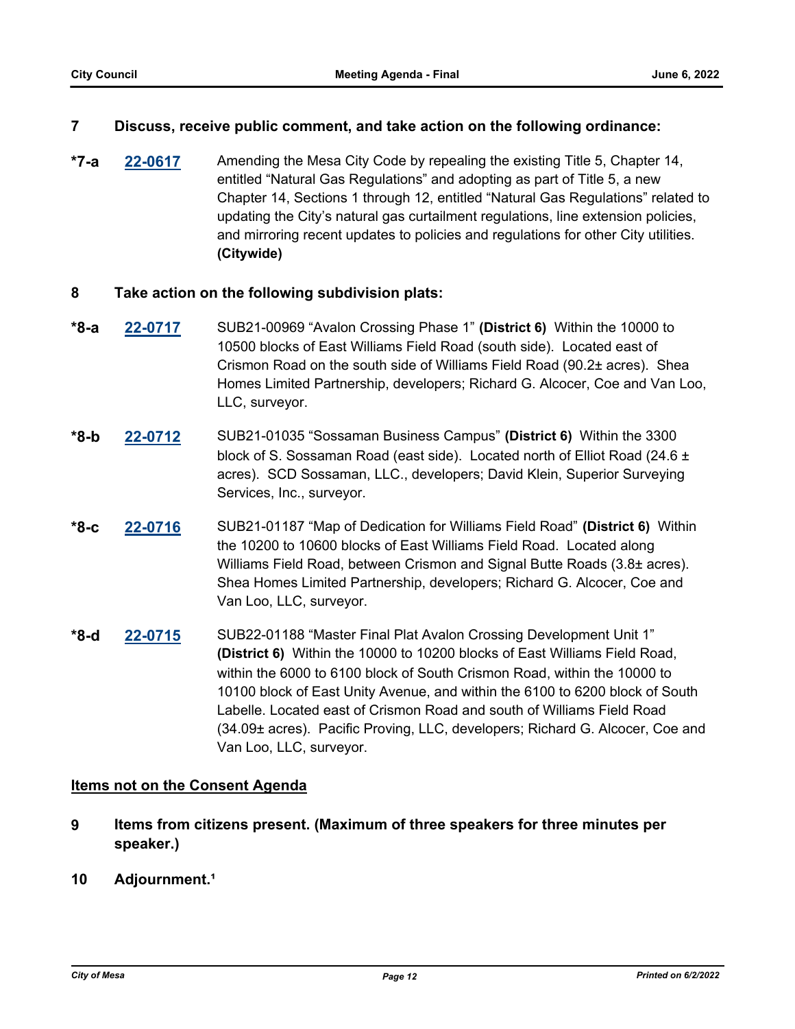**7 Discuss, receive public comment, and take action on the following ordinance:**

**\*7-a** [22-0617] Amending the Mesa City Code by repealing the existing Title 5, Chapter 14, entitled "Natural Gas Regulations" and adopting as part of Title 5, a new Chapter 14, Sections 1 through 12, entitled "Natural Gas Regulations" related to updating the City's natural gas curtailment regulations, line extension policies, and mirroring recent updates to policies and regulations for other City utilities. **(Citywide)**

**8 Take action on the following subdivision plats:**

**\*8-a** [22-0717] SUB21-00969 "Avalon Crossing Phase 1" **(District 6)** Within the 10000 to 10500 blocks of East Williams Field Road (south side). Located east of Crismon Road on the south side of Williams Field Road (90.2± acres). Shea Homes Limited Partnership, developers; Richard G. Alcocer, Coe and Van Loo, LLC, surveyor.

**\*8-b** [22-0712] SUB21-01035 "Sossaman Business Campus" **(District 6)** Within the 3300 block of S. Sossaman Road (east side). Located north of Elliot Road (24.6 ± acres). SCD Sossaman, LLC., developers; David Klein, Superior Surveying Services, Inc., surveyor.

**\*8-c** [22-0716] SUB21-01187 "Map of Dedication for Williams Field Road" **(District 6)** Within the 10200 to 10600 blocks of East Williams Field Road. Located along Williams Field Road, between Crismon and Signal Butte Roads (3.8± acres). Shea Homes Limited Partnership, developers; Richard G. Alcocer, Coe and Van Loo, LLC, surveyor.

**\*8-d** [22-0715] SUB22-01188 "Master Final Plat Avalon Crossing Development Unit 1" **(District 6)** Within the 10000 to 10200 blocks of East Williams Field Road, within the 6000 to 6100 block of South Crismon Road, within the 10000 to 10100 block of East Unity Avenue, and within the 6100 to 6200 block of South Labelle. Located east of Crismon Road and south of Williams Field Road (34.09± acres). Pacific Proving, LLC, developers; Richard G. Alcocer, Coe and Van Loo, LLC, surveyor.

## Items not on the Consent Agenda

**9 Items from citizens present. (Maximum of three speakers for three minutes per speaker.)**

**10 Adjournment.[1]**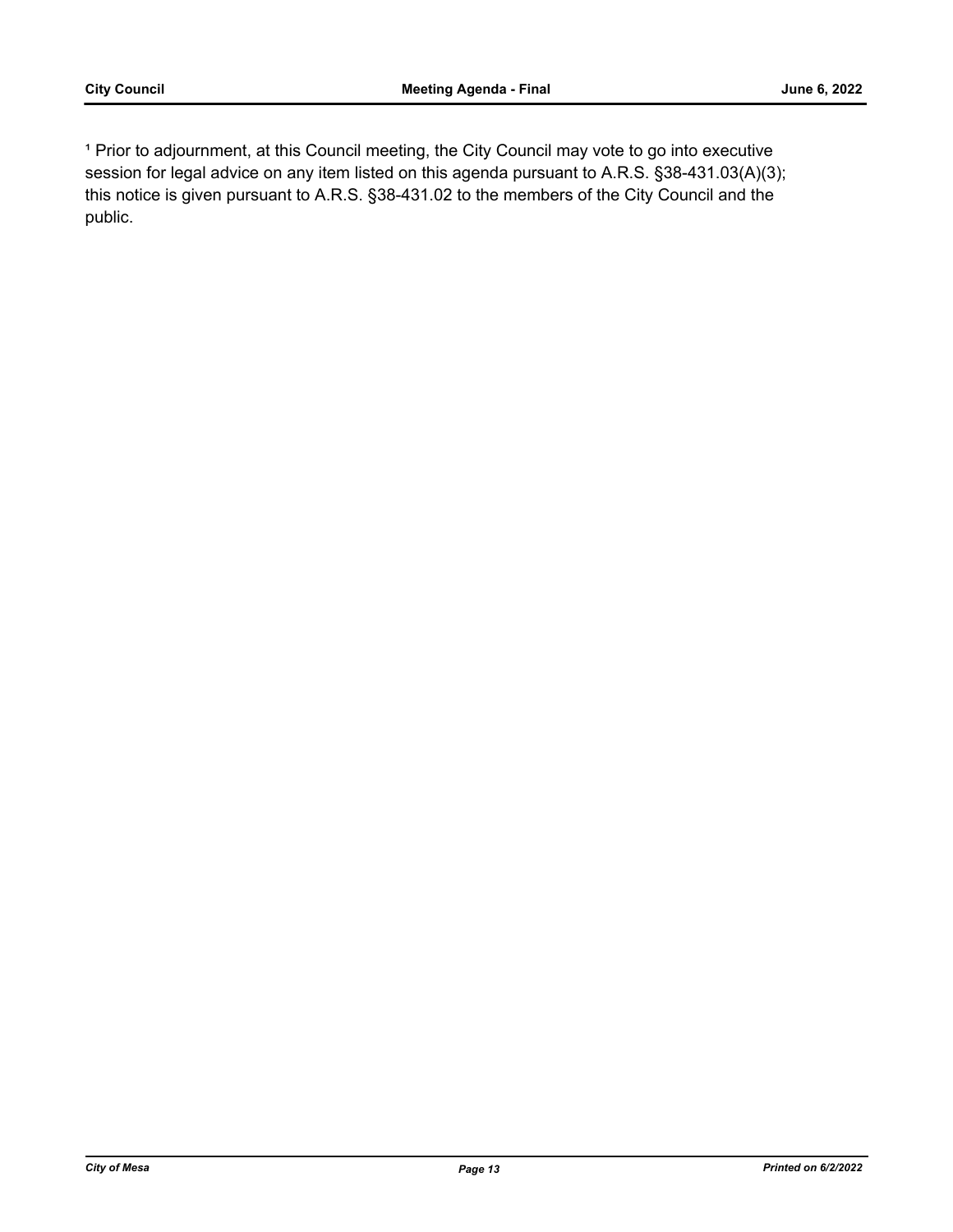[1] Prior to adjournment, at this Council meeting, the City Council may vote to go into executive session for legal advice on any item listed on this agenda pursuant to A.R.S. §38-431.03(A)(3); this notice is given pursuant to A.R.S. §38-431.02 to the members of the City Council and the public.